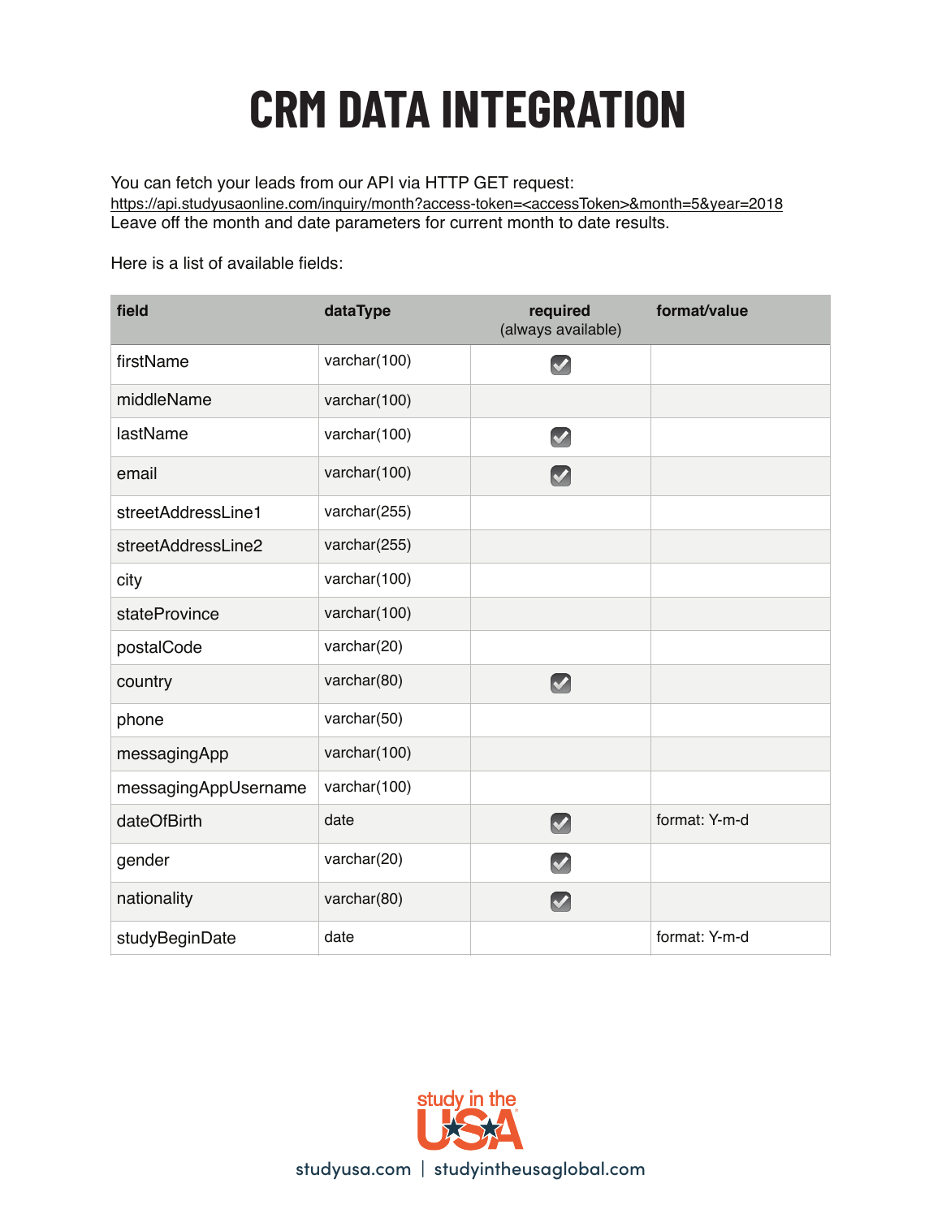# CRM DATA INTEGRATION

You can fetch your leads from our API via HTTP GET request:
https://api.studyusaonline.com/inquiry/month?access-token=<accessToken>&month=5&year=2018
Leave off the month and date parameters for current month to date results.

Here is a list of available fields:

| field | dataType | required (always available) | format/value |
|---|---|---|---|
| firstName | varchar(100) | ✓ | |
| middleName | varchar(100) | | |
| lastName | varchar(100) | ✓ | |
| email | varchar(100) | ✓ | |
| streetAddressLine1 | varchar(255) | | |
| streetAddressLine2 | varchar(255) | | |
| city | varchar(100) | | |
| stateProvince | varchar(100) | | |
| postalCode | varchar(20) | | |
| country | varchar(80) | ✓ | |
| phone | varchar(50) | | |
| messagingApp | varchar(100) | | |
| messagingAppUsername | varchar(100) | | |
| dateOfBirth | date | ✓ | format: Y-m-d |
| gender | varchar(20) | ✓ | |
| nationality | varchar(80) | ✓ | |
| studyBeginDate | date | | format: Y-m-d |

study in the USA

studyusa.com | studyintheusaglobal.com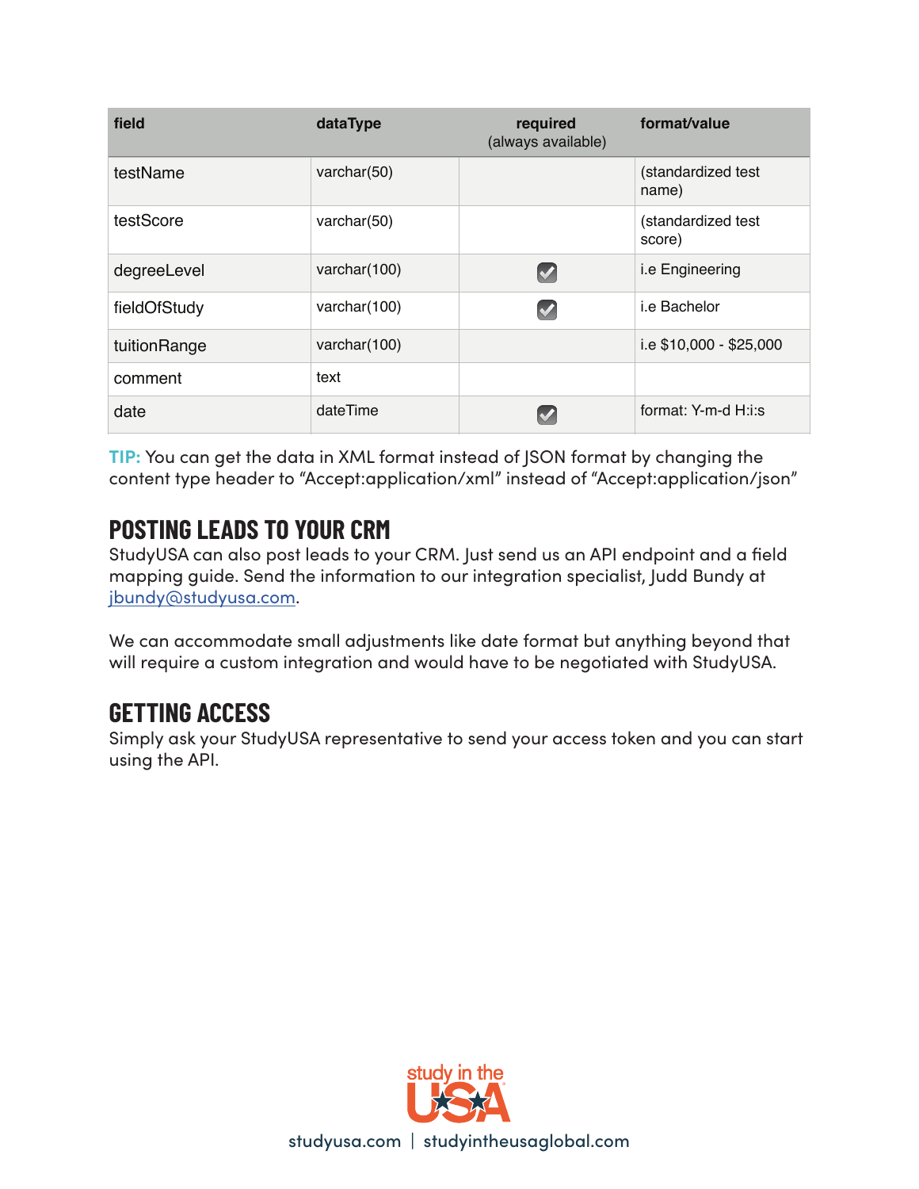| field | dataType | required (always available) | format/value |
|---|---|---|---|
| testName | varchar(50) | | (standardized test name) |
| testScore | varchar(50) | | (standardized test score) |
| degreeLevel | varchar(100) | ✓ | i.e Engineering |
| fieldOfStudy | varchar(100) | ✓ | i.e Bachelor |
| tuitionRange | varchar(100) | | i.e $10,000 - $25,000 |
| comment | text | | |
| date | dateTime | ✓ | format: Y-m-d H:i:s |

**TIP:** You can get the data in XML format instead of JSON format by changing the content type header to "Accept:application/xml" instead of "Accept:application/json"

## POSTING LEADS TO YOUR CRM

StudyUSA can also post leads to your CRM. Just send us an API endpoint and a field mapping guide. Send the information to our integration specialist, Judd Bundy at jbundy@studyusa.com.

We can accommodate small adjustments like date format but anything beyond that will require a custom integration and would have to be negotiated with StudyUSA.

## GETTING ACCESS

Simply ask your StudyUSA representative to send your access token and you can start using the API.

study in the USA

studyusa.com | studyintheusaglobal.com